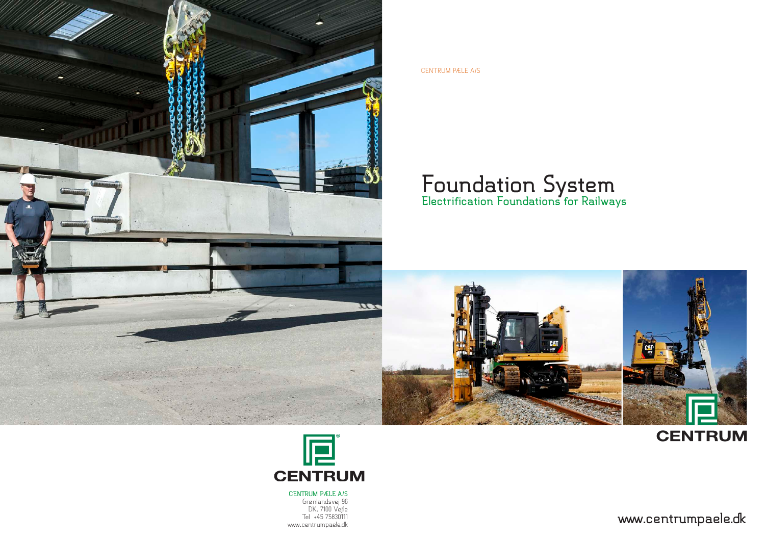CENTRUM PÆLE A/S

# Foundation System

## Electrification Foundations for Railways

CENTRUM

CENTRUM

**CENTRUM PÆLE A/S**
Grønlandsvej 96
DK. 7100 Vejle
Tel +45 75830111
www.centrumpaele.dk

www.centrumpaele.dk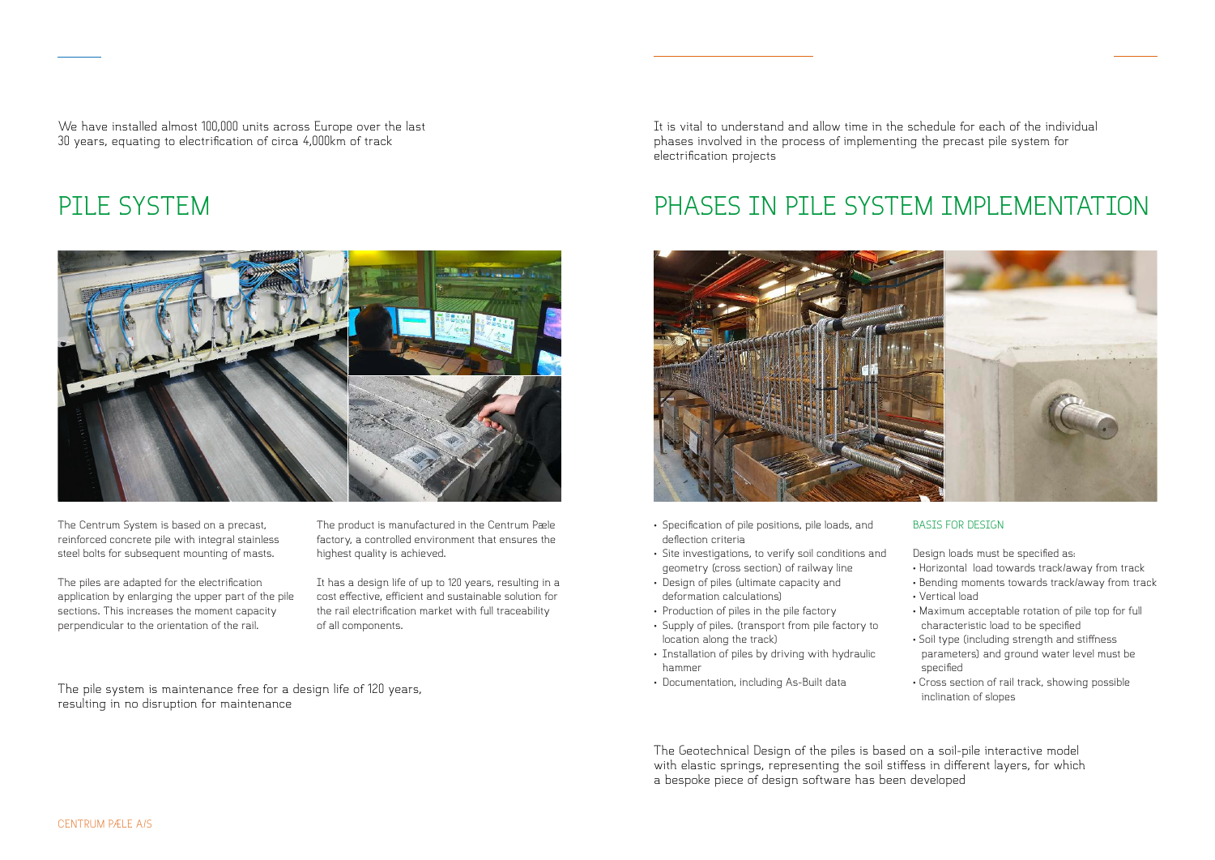We have installed almost 100,000 units across Europe over the last 30 years, equating to electrification of circa 4,000km of track

# PILE SYSTEM

The Centrum System is based on a precast, reinforced concrete pile with integral stainless steel bolts for subsequent mounting of masts.

The piles are adapted for the electrification application by enlarging the upper part of the pile sections. This increases the moment capacity perpendicular to the orientation of the rail.

The product is manufactured in the Centrum Pæle factory, a controlled environment that ensures the highest quality is achieved.

It has a design life of up to 120 years, resulting in a cost effective, efficient and sustainable solution for the rail electrification market with full traceability of all components.

The pile system is maintenance free for a design life of 120 years, resulting in no disruption for maintenance

It is vital to understand and allow time in the schedule for each of the individual phases involved in the process of implementing the precast pile system for electrification projects

# PHASES IN PILE SYSTEM IMPLEMENTATION

- Specification of pile positions, pile loads, and deflection criteria
- Site investigations, to verify soil conditions and geometry (cross section) of railway line
- Design of piles (ultimate capacity and deformation calculations)
- Production of piles in the pile factory
- Supply of piles. (transport from pile factory to location along the track)
- Installation of piles by driving with hydraulic hammer
- Documentation, including As-Built data

### BASIS FOR DESIGN

Design loads must be specified as:

- Horizontal load towards track/away from track
- Bending moments towards track/away from track
- Vertical load
- Maximum acceptable rotation of pile top for full characteristic load to be specified
- Soil type (including strength and stiffness parameters) and ground water level must be specified
- Cross section of rail track, showing possible inclination of slopes

The Geotechnical Design of the piles is based on a soil-pile interactive model with elastic springs, representing the soil stiffness in different layers, for which a bespoke piece of design software has been developed